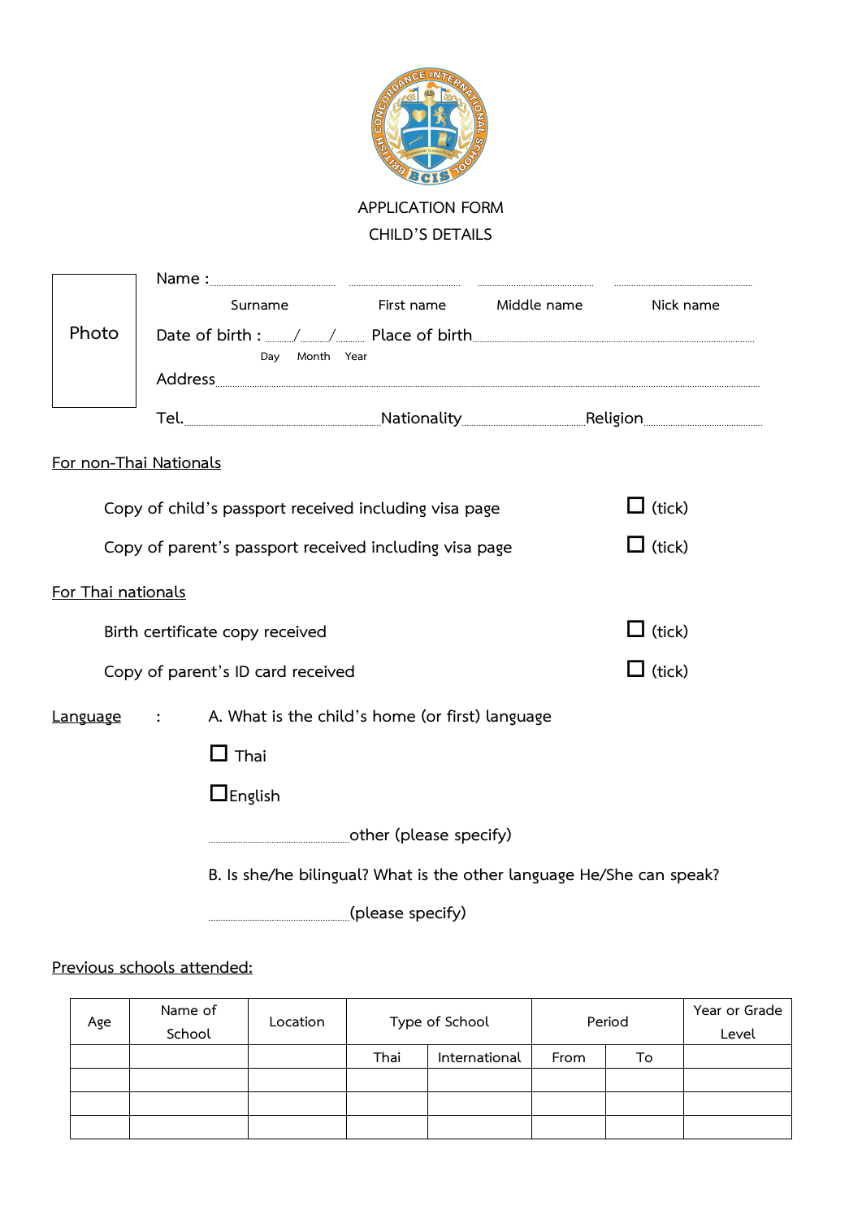APPLICATION FORM

CHILD'S DETAILS

Photo

Name : ........................ ........................ ........................ ........................

Surname First name Middle name Nick name

Date of birth : ......./......./....... Place of birth........................................

Day Month Year

Address....................................................................................................

Tel.......................................Nationality..............................Religion..............................

For non-Thai Nationals

Copy of child's passport received including visa page ☐ (tick)

Copy of parent's passport received including visa page ☐ (tick)

For Thai nationals

Birth certificate copy received ☐ (tick)

Copy of parent's ID card received ☐ (tick)

Language : A. What is the child's home (or first) language

☐ Thai

☐ English

........................other (please specify)

B. Is she/he bilingual? What is the other language He/She can speak?

........................(please specify)

Previous schools attended:

| Age | Name of School | Location | Type of School | | Period | | Year or Grade Level |
|---|---|---|---|---|---|---|---|
| | | | Thai | International | From | To | |
| | | | | | | | |
| | | | | | | | |
| | | | | | | | |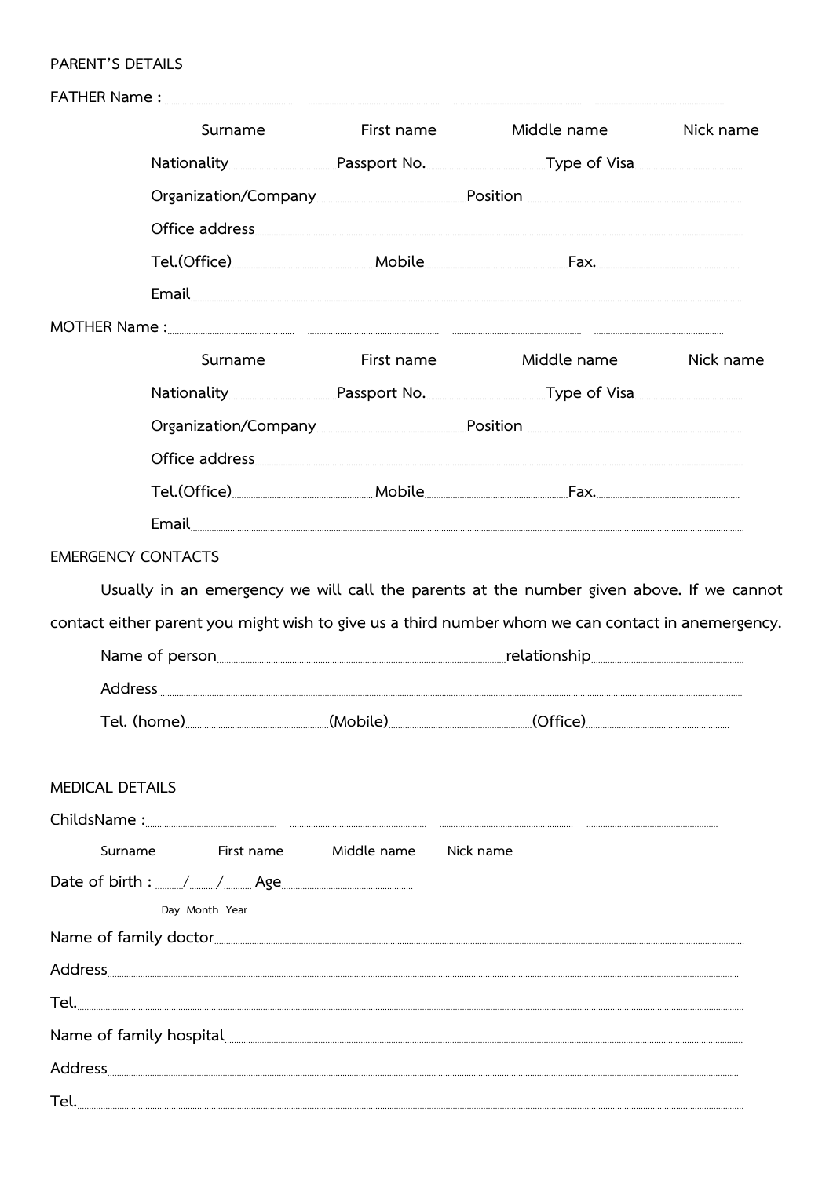PARENT'S DETAILS

FATHER Name : ……………… ……………… ……………… ………………

Surname First name Middle name Nick name

Nationality……………… Passport No.……………… Type of Visa………………

Organization/Company……………… Position ………………

Office address………………

Tel.(Office)……………… Mobile……………… Fax.………………

Email………………

MOTHER Name : ……………… ……………… ……………… ………………

Surname First name Middle name Nick name

Nationality……………… Passport No.……………… Type of Visa………………

Organization/Company……………… Position ………………

Office address………………

Tel.(Office)……………… Mobile……………… Fax.………………

Email………………

EMERGENCY CONTACTS

Usually in an emergency we will call the parents at the number given above. If we cannot contact either parent you might wish to give us a third number whom we can contact in anemergency.

Name of person……………… relationship………………

Address………………

Tel. (home)……………… (Mobile)……………… (Office)………………

MEDICAL DETAILS

ChildsName : ……………… ……………… ……………… ………………

Surname First name Middle name Nick name

Date of birth : ……/……/…… Age………………

Day Month Year

Name of family doctor………………

Address………………

Tel.………………

Name of family hospital………………

Address………………

Tel.………………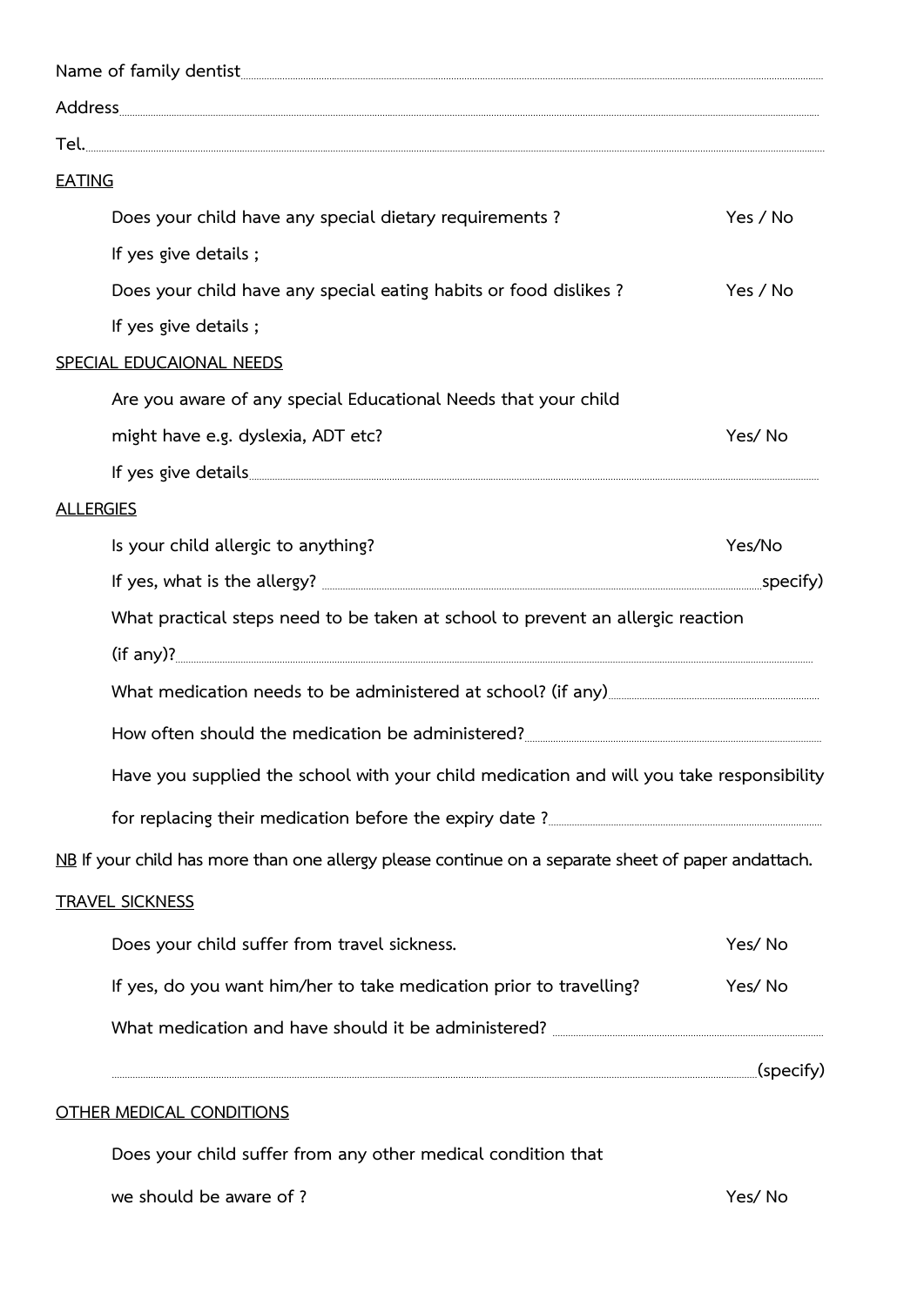Name of family dentist......................................................................................................................................

Address......................................................................................................................................................

Tel..............................................................................................................................................................

<u>EATING</u>

Does your child have any special dietary requirements ? Yes / No

If yes give details ;

Does your child have any special eating habits or food dislikes ? Yes / No

If yes give details ;

<u>SPECIAL EDUCAIONAL NEEDS</u>

Are you aware of any special Educational Needs that your child might have e.g. dyslexia, ADT etc? Yes/ No

If yes give details.......................................................................................................................

<u>ALLERGIES</u>

Is your child allergic to anything? Yes/No

If yes, what is the allergy? ....................................................................................................specify)

What practical steps need to be taken at school to prevent an allergic reaction (if any)?.....................................................................................................................................

What medication needs to be administered at school? (if any).........................................................

How often should the medication be administered?............................................................................

Have you supplied the school with your child medication and will you take responsibility for replacing their medication before the expiry date ?..............................................................

<u>NB</u> If your child has more than one allergy please continue on a separate sheet of paper andattach.

<u>TRAVEL SICKNESS</u>

Does your child suffer from travel sickness. Yes/ No

If yes, do you want him/her to take medication prior to travelling? Yes/ No

What medication and have should it be administered? ...................................................................

.......................................................................................................................................(specify)

<u>OTHER MEDICAL CONDITIONS</u>

Does your child suffer from any other medical condition that we should be aware of ? Yes/ No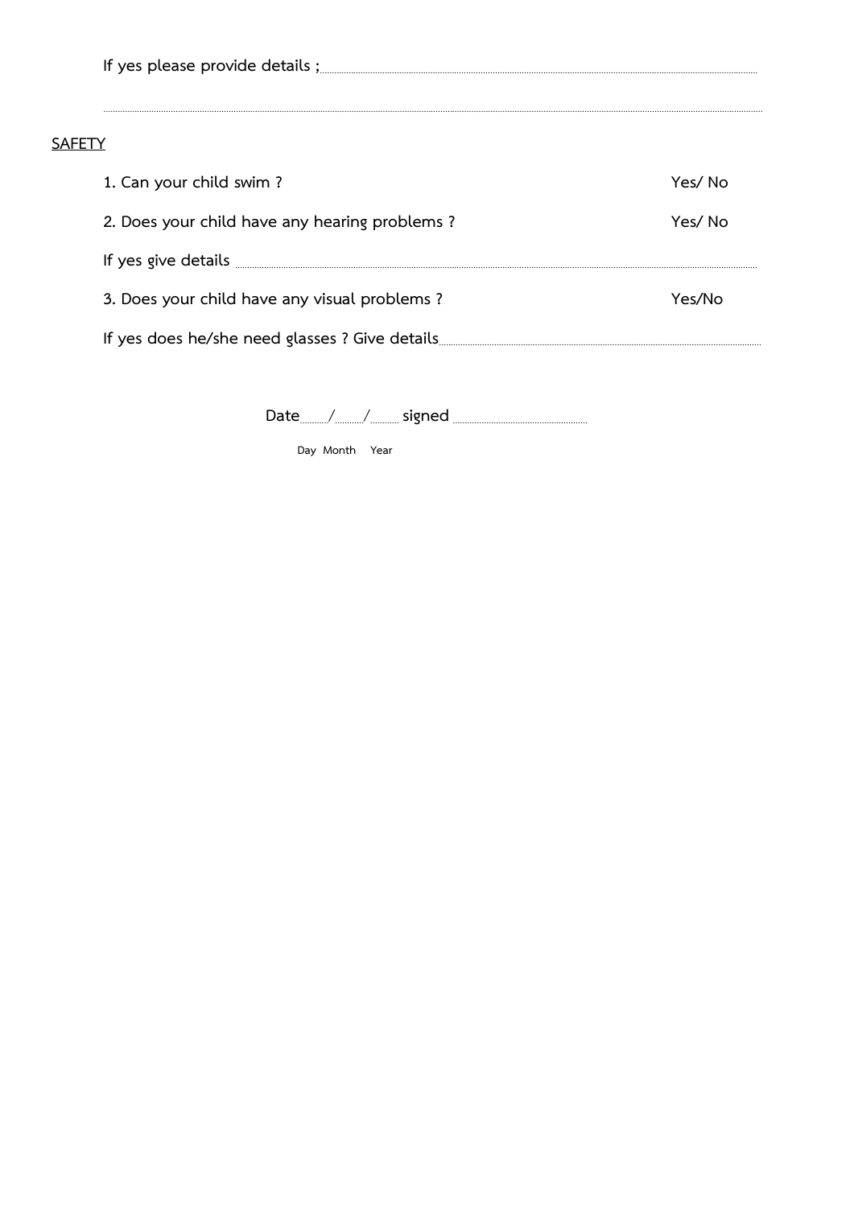If yes please provide details ;.....................................................................................................

..........................................................................................................................................

<u>SAFETY</u>

1. Can your child swim ? Yes/ No

2. Does your child have any hearing problems ? Yes/ No

If yes give details .........................................................................................................

3. Does your child have any visual problems ? Yes/No

If yes does he/she need glasses ? Give details.......................................................................

Date....../......./....... signed ...................................

Day Month Year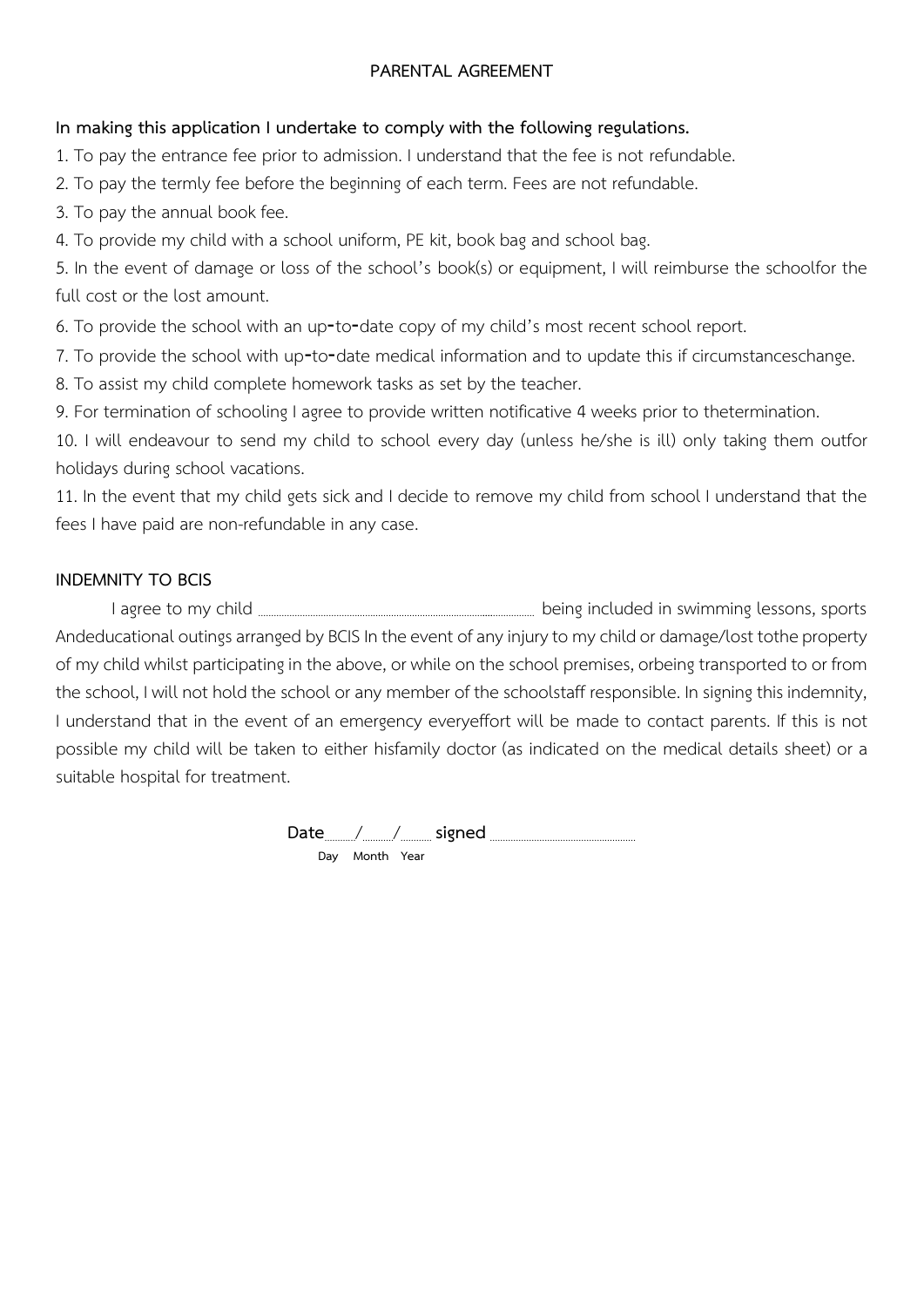PARENTAL AGREEMENT

**In making this application I undertake to comply with the following regulations.**

1. To pay the entrance fee prior to admission. I understand that the fee is not refundable.
2. To pay the termly fee before the beginning of each term. Fees are not refundable.
3. To pay the annual book fee.
4. To provide my child with a school uniform, PE kit, book bag and school bag.
5. In the event of damage or loss of the school's book(s) or equipment, I will reimburse the schoolfor the full cost or the lost amount.
6. To provide the school with an up-to-date copy of my child's most recent school report.
7. To provide the school with up-to-date medical information and to update this if circumstanceschange.
8. To assist my child complete homework tasks as set by the teacher.
9. For termination of schooling I agree to provide written notificative 4 weeks prior to thetermination.
10. I will endeavour to send my child to school every day (unless he/she is ill) only taking them outfor holidays during school vacations.
11. In the event that my child gets sick and I decide to remove my child from school I understand that the fees I have paid are non-refundable in any case.

**INDEMNITY TO BCIS**

I agree to my child ........................................................ being included in swimming lessons, sports Andeducational outings arranged by BCIS In the event of any injury to my child or damage/lost tothe property of my child whilst participating in the above, or while on the school premises, orbeing transported to or from the school, I will not hold the school or any member of the schoolstaff responsible. In signing this indemnity, I understand that in the event of an emergency everyeffort will be made to contact parents. If this is not possible my child will be taken to either hisfamily doctor (as indicated on the medical details sheet) or a suitable hospital for treatment.

**Date**......./......./....... **signed** ..............................

Day Month Year